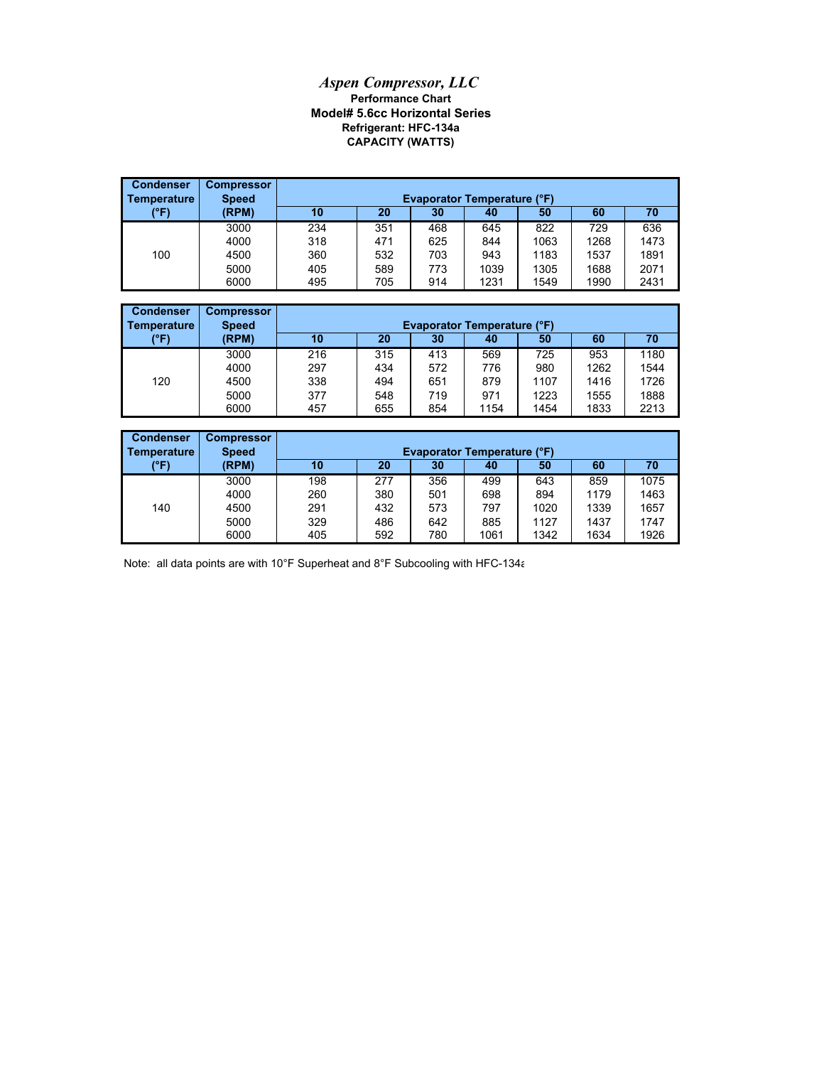# *Aspen Compressor, LLC*

**Performance Chart**

**Model# 5.6cc Horizontal Series**

**Refrigerant: HFC-134a**

**CAPACITY (WATTS)**

| Condenser Temperature (°F) | Compressor Speed (RPM) | Evaporator Temperature (°F) | | | | | | |
|---|---|---|---|---|---|---|---|---|
| | | 10 | 20 | 30 | 40 | 50 | 60 | 70 |
| 100 | 3000 | 234 | 351 | 468 | 645 | 822 | 729 | 636 |
| | 4000 | 318 | 471 | 625 | 844 | 1063 | 1268 | 1473 |
| | 4500 | 360 | 532 | 703 | 943 | 1183 | 1537 | 1891 |
| | 5000 | 405 | 589 | 773 | 1039 | 1305 | 1688 | 2071 |
| | 6000 | 495 | 705 | 914 | 1231 | 1549 | 1990 | 2431 |

| Condenser Temperature (°F) | Compressor Speed (RPM) | Evaporator Temperature (°F) | | | | | | |
|---|---|---|---|---|---|---|---|---|
| | | 10 | 20 | 30 | 40 | 50 | 60 | 70 |
| 120 | 3000 | 216 | 315 | 413 | 569 | 725 | 953 | 1180 |
| | 4000 | 297 | 434 | 572 | 776 | 980 | 1262 | 1544 |
| | 4500 | 338 | 494 | 651 | 879 | 1107 | 1416 | 1726 |
| | 5000 | 377 | 548 | 719 | 971 | 1223 | 1555 | 1888 |
| | 6000 | 457 | 655 | 854 | 1154 | 1454 | 1833 | 2213 |

| Condenser Temperature (°F) | Compressor Speed (RPM) | Evaporator Temperature (°F) | | | | | | |
|---|---|---|---|---|---|---|---|---|
| | | 10 | 20 | 30 | 40 | 50 | 60 | 70 |
| 140 | 3000 | 198 | 277 | 356 | 499 | 643 | 859 | 1075 |
| | 4000 | 260 | 380 | 501 | 698 | 894 | 1179 | 1463 |
| | 4500 | 291 | 432 | 573 | 797 | 1020 | 1339 | 1657 |
| | 5000 | 329 | 486 | 642 | 885 | 1127 | 1437 | 1747 |
| | 6000 | 405 | 592 | 780 | 1061 | 1342 | 1634 | 1926 |

Note: all data points are with 10°F Superheat and 8°F Subcooling with HFC-134a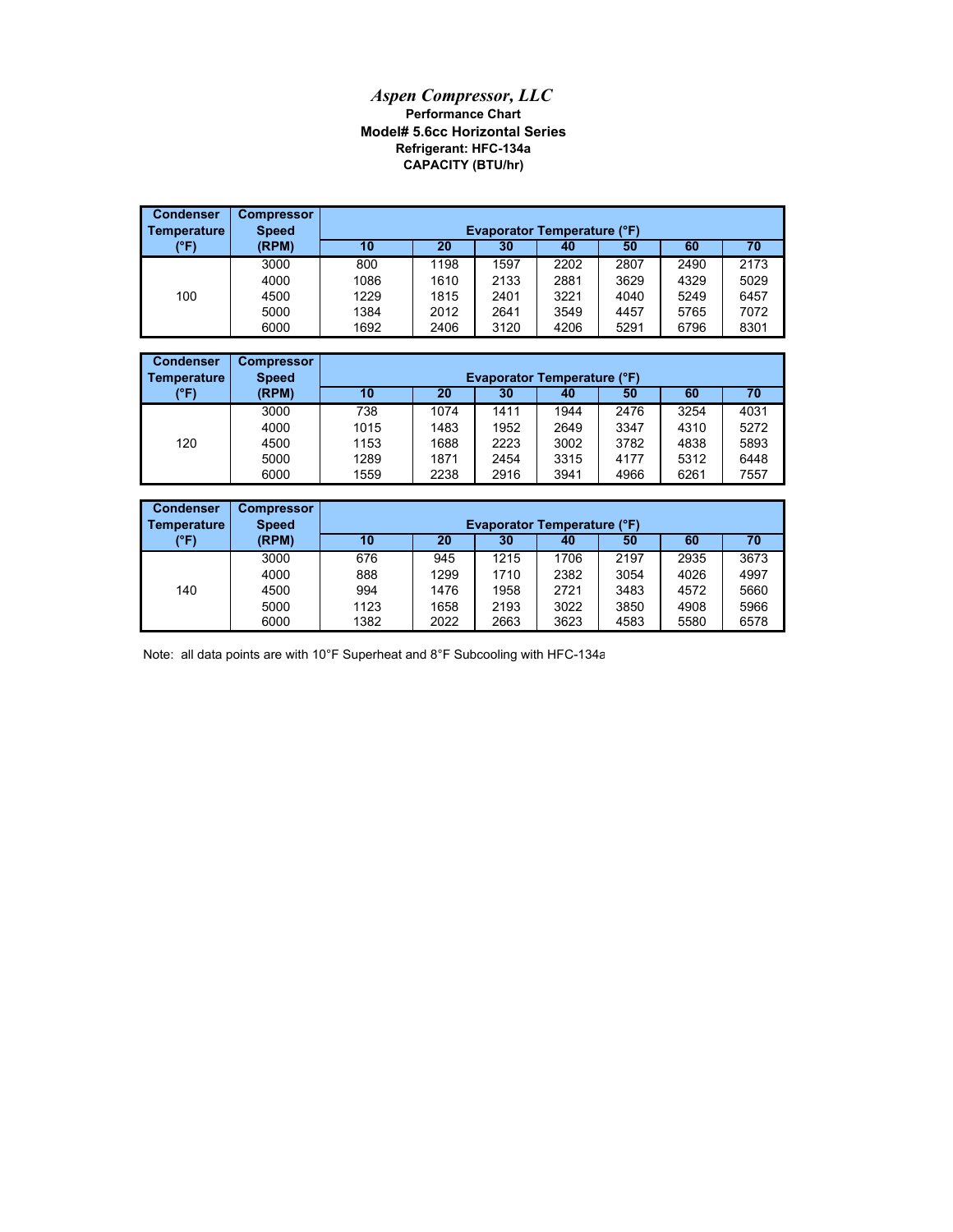# *Aspen Compressor, LLC*

**Performance Chart**

**Model# 5.6cc Horizontal Series**

**Refrigerant: HFC-134a**

**CAPACITY (BTU/hr)**

| Condenser Temperature (°F) | Compressor Speed (RPM) | Evaporator Temperature (°F) | | | | | | |
|---|---|---|---|---|---|---|---|---|
| | | 10 | 20 | 30 | 40 | 50 | 60 | 70 |
| 100 | 3000 | 800 | 1198 | 1597 | 2202 | 2807 | 2490 | 2173 |
| | 4000 | 1086 | 1610 | 2133 | 2881 | 3629 | 4329 | 5029 |
| | 4500 | 1229 | 1815 | 2401 | 3221 | 4040 | 5249 | 6457 |
| | 5000 | 1384 | 2012 | 2641 | 3549 | 4457 | 5765 | 7072 |
| | 6000 | 1692 | 2406 | 3120 | 4206 | 5291 | 6796 | 8301 |

| Condenser Temperature (°F) | Compressor Speed (RPM) | Evaporator Temperature (°F) | | | | | | |
|---|---|---|---|---|---|---|---|---|
| | | 10 | 20 | 30 | 40 | 50 | 60 | 70 |
| 120 | 3000 | 738 | 1074 | 1411 | 1944 | 2476 | 3254 | 4031 |
| | 4000 | 1015 | 1483 | 1952 | 2649 | 3347 | 4310 | 5272 |
| | 4500 | 1153 | 1688 | 2223 | 3002 | 3782 | 4838 | 5893 |
| | 5000 | 1289 | 1871 | 2454 | 3315 | 4177 | 5312 | 6448 |
| | 6000 | 1559 | 2238 | 2916 | 3941 | 4966 | 6261 | 7557 |

| Condenser Temperature (°F) | Compressor Speed (RPM) | Evaporator Temperature (°F) | | | | | | |
|---|---|---|---|---|---|---|---|---|
| | | 10 | 20 | 30 | 40 | 50 | 60 | 70 |
| 140 | 3000 | 676 | 945 | 1215 | 1706 | 2197 | 2935 | 3673 |
| | 4000 | 888 | 1299 | 1710 | 2382 | 3054 | 4026 | 4997 |
| | 4500 | 994 | 1476 | 1958 | 2721 | 3483 | 4572 | 5660 |
| | 5000 | 1123 | 1658 | 2193 | 3022 | 3850 | 4908 | 5966 |
| | 6000 | 1382 | 2022 | 2663 | 3623 | 4583 | 5580 | 6578 |

Note: all data points are with 10°F Superheat and 8°F Subcooling with HFC-134a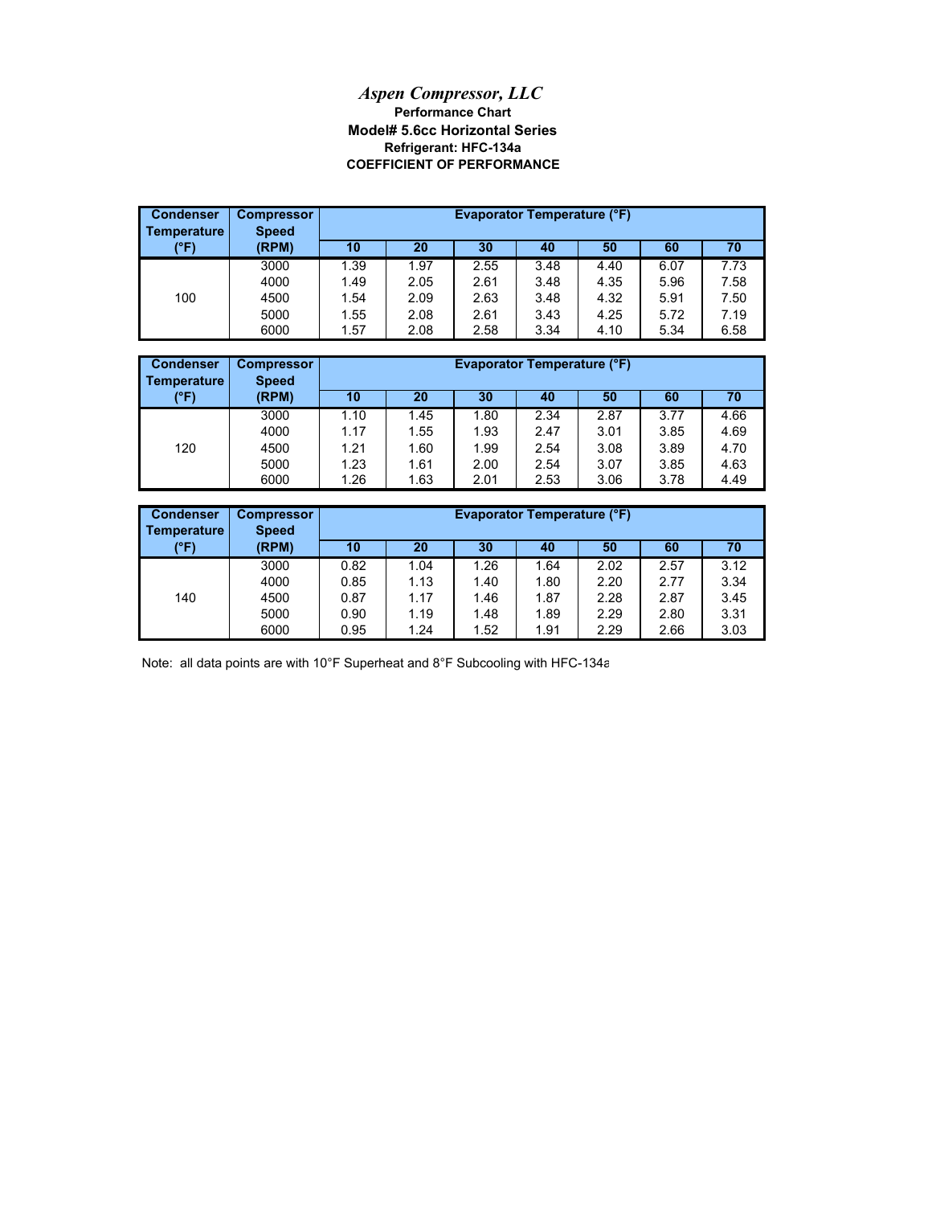*Aspen Compressor, LLC*

**Performance Chart**

**Model# 5.6cc Horizontal Series**

**Refrigerant: HFC-134a**

**COEFFICIENT OF PERFORMANCE**

| Condenser Temperature (°F) | Compressor Speed (RPM) | Evaporator Temperature (°F) | | | | | | |
|---|---|---|---|---|---|---|---|---|
| | | 10 | 20 | 30 | 40 | 50 | 60 | 70 |
| 100 | 3000 | 1.39 | 1.97 | 2.55 | 3.48 | 4.40 | 6.07 | 7.73 |
| | 4000 | 1.49 | 2.05 | 2.61 | 3.48 | 4.35 | 5.96 | 7.58 |
| | 4500 | 1.54 | 2.09 | 2.63 | 3.48 | 4.32 | 5.91 | 7.50 |
| | 5000 | 1.55 | 2.08 | 2.61 | 3.43 | 4.25 | 5.72 | 7.19 |
| | 6000 | 1.57 | 2.08 | 2.58 | 3.34 | 4.10 | 5.34 | 6.58 |

| Condenser Temperature (°F) | Compressor Speed (RPM) | Evaporator Temperature (°F) | | | | | | |
|---|---|---|---|---|---|---|---|---|
| | | 10 | 20 | 30 | 40 | 50 | 60 | 70 |
| 120 | 3000 | 1.10 | 1.45 | 1.80 | 2.34 | 2.87 | 3.77 | 4.66 |
| | 4000 | 1.17 | 1.55 | 1.93 | 2.47 | 3.01 | 3.85 | 4.69 |
| | 4500 | 1.21 | 1.60 | 1.99 | 2.54 | 3.08 | 3.89 | 4.70 |
| | 5000 | 1.23 | 1.61 | 2.00 | 2.54 | 3.07 | 3.85 | 4.63 |
| | 6000 | 1.26 | 1.63 | 2.01 | 2.53 | 3.06 | 3.78 | 4.49 |

| Condenser Temperature (°F) | Compressor Speed (RPM) | Evaporator Temperature (°F) | | | | | | |
|---|---|---|---|---|---|---|---|---|
| | | 10 | 20 | 30 | 40 | 50 | 60 | 70 |
| 140 | 3000 | 0.82 | 1.04 | 1.26 | 1.64 | 2.02 | 2.57 | 3.12 |
| | 4000 | 0.85 | 1.13 | 1.40 | 1.80 | 2.20 | 2.77 | 3.34 |
| | 4500 | 0.87 | 1.17 | 1.46 | 1.87 | 2.28 | 2.87 | 3.45 |
| | 5000 | 0.90 | 1.19 | 1.48 | 1.89 | 2.29 | 2.80 | 3.31 |
| | 6000 | 0.95 | 1.24 | 1.52 | 1.91 | 2.29 | 2.66 | 3.03 |

Note: all data points are with 10°F Superheat and 8°F Subcooling with HFC-134a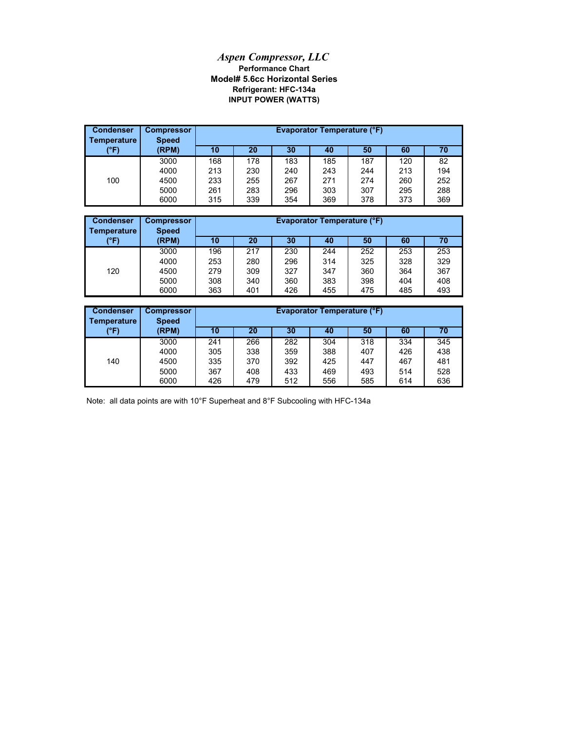# *Aspen Compressor, LLC*

**Performance Chart**

**Model# 5.6cc Horizontal Series**

**Refrigerant: HFC-134a**

**INPUT POWER (WATTS)**

| Condenser Temperature (°F) | Compressor Speed (RPM) | Evaporator Temperature (°F) | | | | | | |
|---|---|---|---|---|---|---|---|---|
| | | 10 | 20 | 30 | 40 | 50 | 60 | 70 |
| 100 | 3000 | 168 | 178 | 183 | 185 | 187 | 120 | 82 |
| | 4000 | 213 | 230 | 240 | 243 | 244 | 213 | 194 |
| | 4500 | 233 | 255 | 267 | 271 | 274 | 260 | 252 |
| | 5000 | 261 | 283 | 296 | 303 | 307 | 295 | 288 |
| | 6000 | 315 | 339 | 354 | 369 | 378 | 373 | 369 |

| Condenser Temperature (°F) | Compressor Speed (RPM) | Evaporator Temperature (°F) | | | | | | |
|---|---|---|---|---|---|---|---|---|
| | | 10 | 20 | 30 | 40 | 50 | 60 | 70 |
| 120 | 3000 | 196 | 217 | 230 | 244 | 252 | 253 | 253 |
| | 4000 | 253 | 280 | 296 | 314 | 325 | 328 | 329 |
| | 4500 | 279 | 309 | 327 | 347 | 360 | 364 | 367 |
| | 5000 | 308 | 340 | 360 | 383 | 398 | 404 | 408 |
| | 6000 | 363 | 401 | 426 | 455 | 475 | 485 | 493 |

| Condenser Temperature (°F) | Compressor Speed (RPM) | Evaporator Temperature (°F) | | | | | | |
|---|---|---|---|---|---|---|---|---|
| | | 10 | 20 | 30 | 40 | 50 | 60 | 70 |
| 140 | 3000 | 241 | 266 | 282 | 304 | 318 | 334 | 345 |
| | 4000 | 305 | 338 | 359 | 388 | 407 | 426 | 438 |
| | 4500 | 335 | 370 | 392 | 425 | 447 | 467 | 481 |
| | 5000 | 367 | 408 | 433 | 469 | 493 | 514 | 528 |
| | 6000 | 426 | 479 | 512 | 556 | 585 | 614 | 636 |

Note: all data points are with 10°F Superheat and 8°F Subcooling with HFC-134a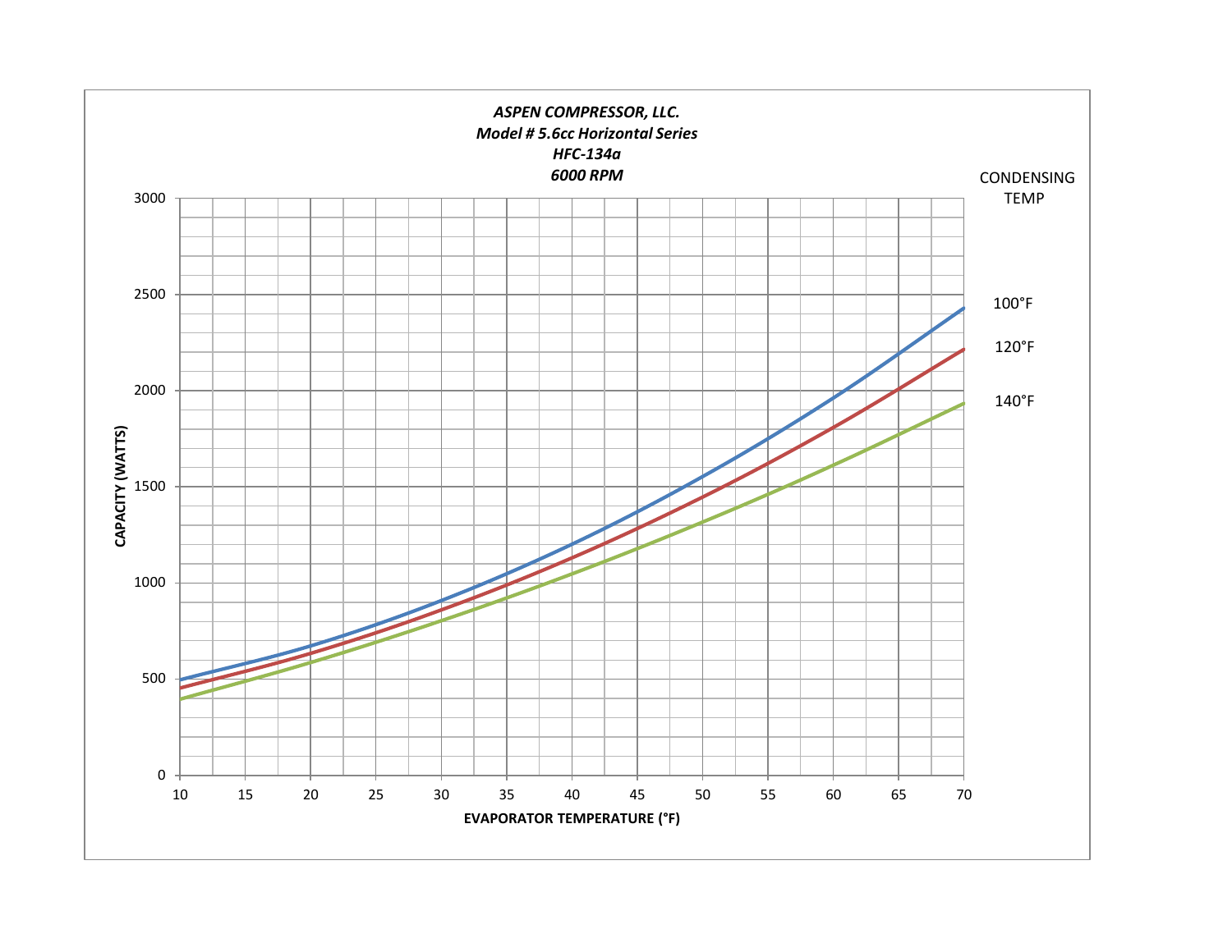*ASPEN COMPRESSOR, LLC.*
*Model # 5.6cc Horizontal Series*
*HFC-134a*
*6000 RPM*

CONDENSING TEMP

100°F

120°F

140°F

**CAPACITY (WATTS)**

3000
2500
2000
1500
1000
500
0

10 15 20 25 30 35 40 45 50 55 60 65 70

**EVAPORATOR TEMPERATURE (°F)**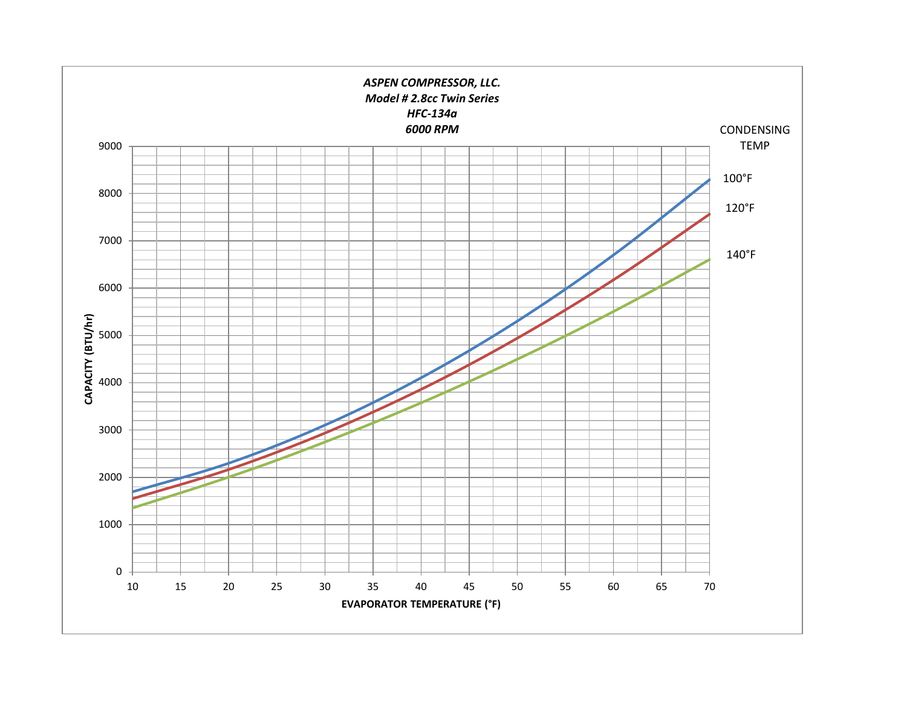***ASPEN COMPRESSOR, LLC.***

***Model # 2.8cc Twin Series***

***HFC-134a***

***6000 RPM***

CONDENSING TEMP

100°F

120°F

140°F

**CAPACITY (BTU/hr)**

0, 1000, 2000, 3000, 4000, 5000, 6000, 7000, 8000, 9000

10, 15, 20, 25, 30, 35, 40, 45, 50, 55, 60, 65, 70

**EVAPORATOR TEMPERATURE (°F)**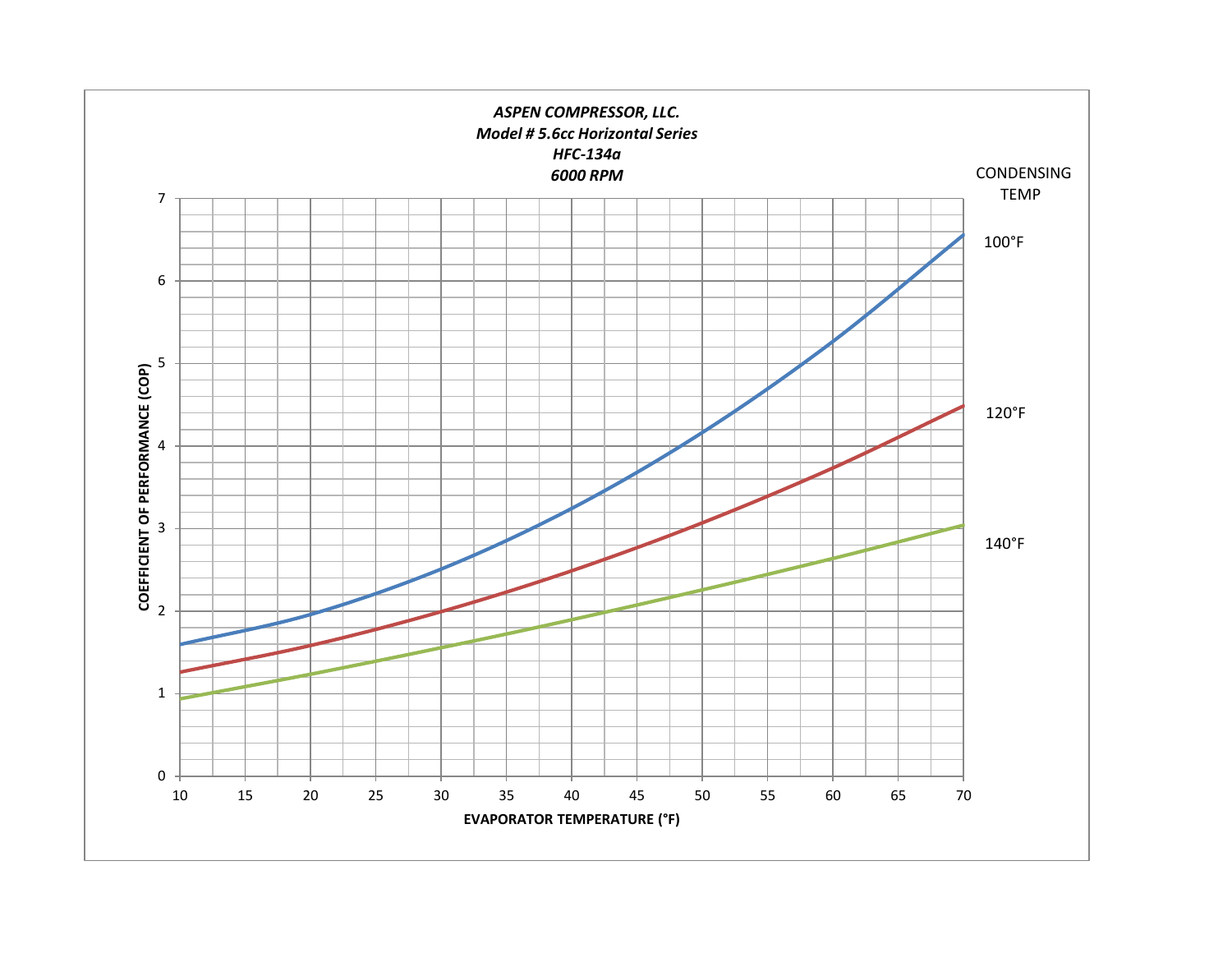*ASPEN COMPRESSOR, LLC.*
*Model # 5.6cc Horizontal Series*
*HFC-134a*
*6000 RPM*

CONDENSING TEMP

100°F

120°F

140°F

COEFFICIENT OF PERFORMANCE (COP)

0
1
2
3
4
5
6
7

10
15
20
25
30
35
40
45
50
55
60
65
70

EVAPORATOR TEMPERATURE (°F)